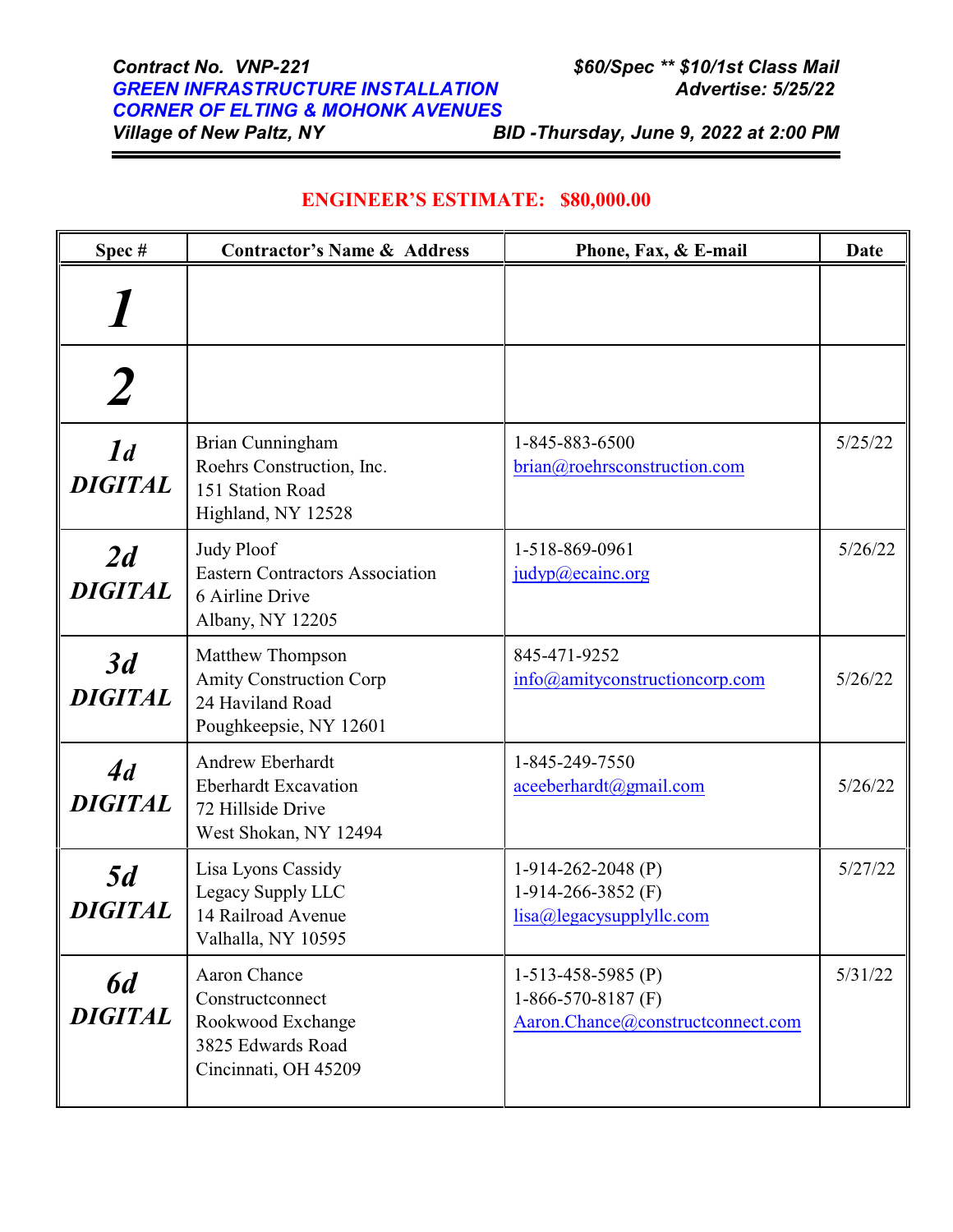***Contract No. VNP-221*** | ***$60/Spec ** $10/1st Class Mail***
***GREEN INFRASTRUCTURE INSTALLATION*** | ***Advertise: 5/25/22***
***CORNER OF ELTING & MOHONK AVENUES***
***Village of New Paltz, NY*** | ***BID -Thursday, June 9, 2022 at 2:00 PM***

**ENGINEER'S ESTIMATE: $80,000.00**

| Spec # | Contractor's Name & Address | Phone, Fax, & E-mail | Date |
|---|---|---|---|
| ***1*** | | | |
| ***2*** | | | |
| ***1d DIGITAL*** | Brian Cunningham<br>Roehrs Construction, Inc.<br>151 Station Road<br>Highland, NY 12528 | 1-845-883-6500<br>brian@roehrsconstruction.com | 5/25/22 |
| ***2d DIGITAL*** | Judy Ploof<br>Eastern Contractors Association<br>6 Airline Drive<br>Albany, NY 12205 | 1-518-869-0961<br>judyp@ecainc.org | 5/26/22 |
| ***3d DIGITAL*** | Matthew Thompson<br>Amity Construction Corp<br>24 Haviland Road<br>Poughkeepsie, NY 12601 | 845-471-9252<br>info@amityconstructioncorp.com | 5/26/22 |
| ***4d DIGITAL*** | Andrew Eberhardt<br>Eberhardt Excavation<br>72 Hillside Drive<br>West Shokan, NY 12494 | 1-845-249-7550<br>aceeberhardt@gmail.com | 5/26/22 |
| ***5d DIGITAL*** | Lisa Lyons Cassidy<br>Legacy Supply LLC<br>14 Railroad Avenue<br>Valhalla, NY 10595 | 1-914-262-2048 (P)<br>1-914-266-3852 (F)<br>lisa@legacysupplyllc.com | 5/27/22 |
| ***6d DIGITAL*** | Aaron Chance<br>Constructconnect<br>Rookwood Exchange<br>3825 Edwards Road<br>Cincinnati, OH 45209 | 1-513-458-5985 (P)<br>1-866-570-8187 (F)<br>Aaron.Chance@constructconnect.com | 5/31/22 |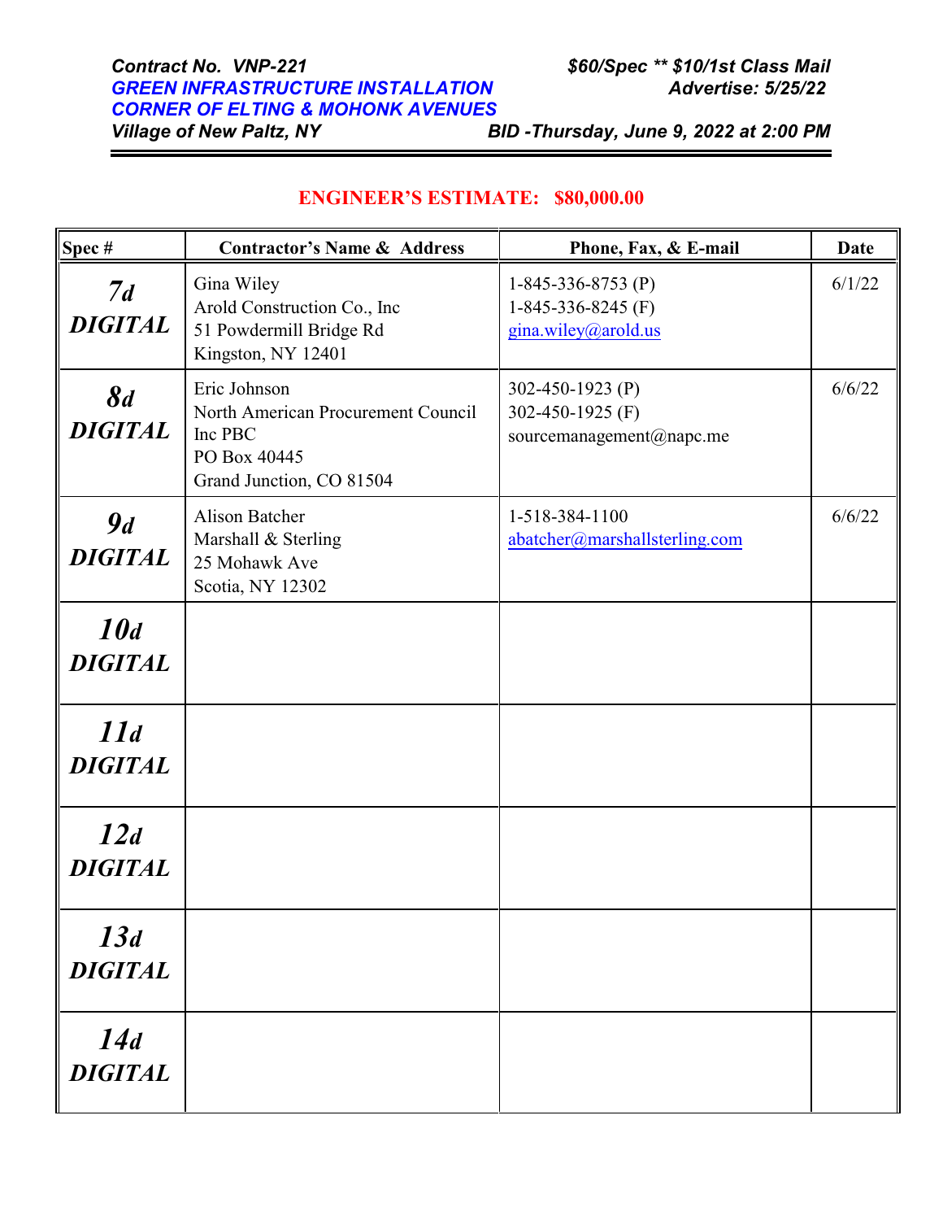**_Contract No. VNP-221_**
**_GREEN INFRASTRUCTURE INSTALLATION_**
**_CORNER OF ELTING & MOHONK AVENUES_**
**_Village of New Paltz, NY_**

**_$60/Spec ** $10/1st Class Mail_**
**_Advertise: 5/25/22_**
**_BID -Thursday, June 9, 2022 at 2:00 PM_**

**ENGINEER'S ESTIMATE: $80,000.00**

| Spec # | Contractor's Name & Address | Phone, Fax, & E-mail | Date |
|---|---|---|---|
| ***7d DIGITAL*** | Gina Wiley<br>Arold Construction Co., Inc<br>51 Powdermill Bridge Rd<br>Kingston, NY 12401 | 1-845-336-8753 (P)<br>1-845-336-8245 (F)<br>gina.wiley@arold.us | 6/1/22 |
| ***8d DIGITAL*** | Eric Johnson<br>North American Procurement Council Inc PBC<br>PO Box 40445<br>Grand Junction, CO 81504 | 302-450-1923 (P)<br>302-450-1925 (F)<br>sourcemanagement@napc.me | 6/6/22 |
| ***9d DIGITAL*** | Alison Batcher<br>Marshall & Sterling<br>25 Mohawk Ave<br>Scotia, NY 12302 | 1-518-384-1100<br>abatcher@marshallsterling.com | 6/6/22 |
| ***10d DIGITAL*** | | | |
| ***11d DIGITAL*** | | | |
| ***12d DIGITAL*** | | | |
| ***13d DIGITAL*** | | | |
| ***14d DIGITAL*** | | | |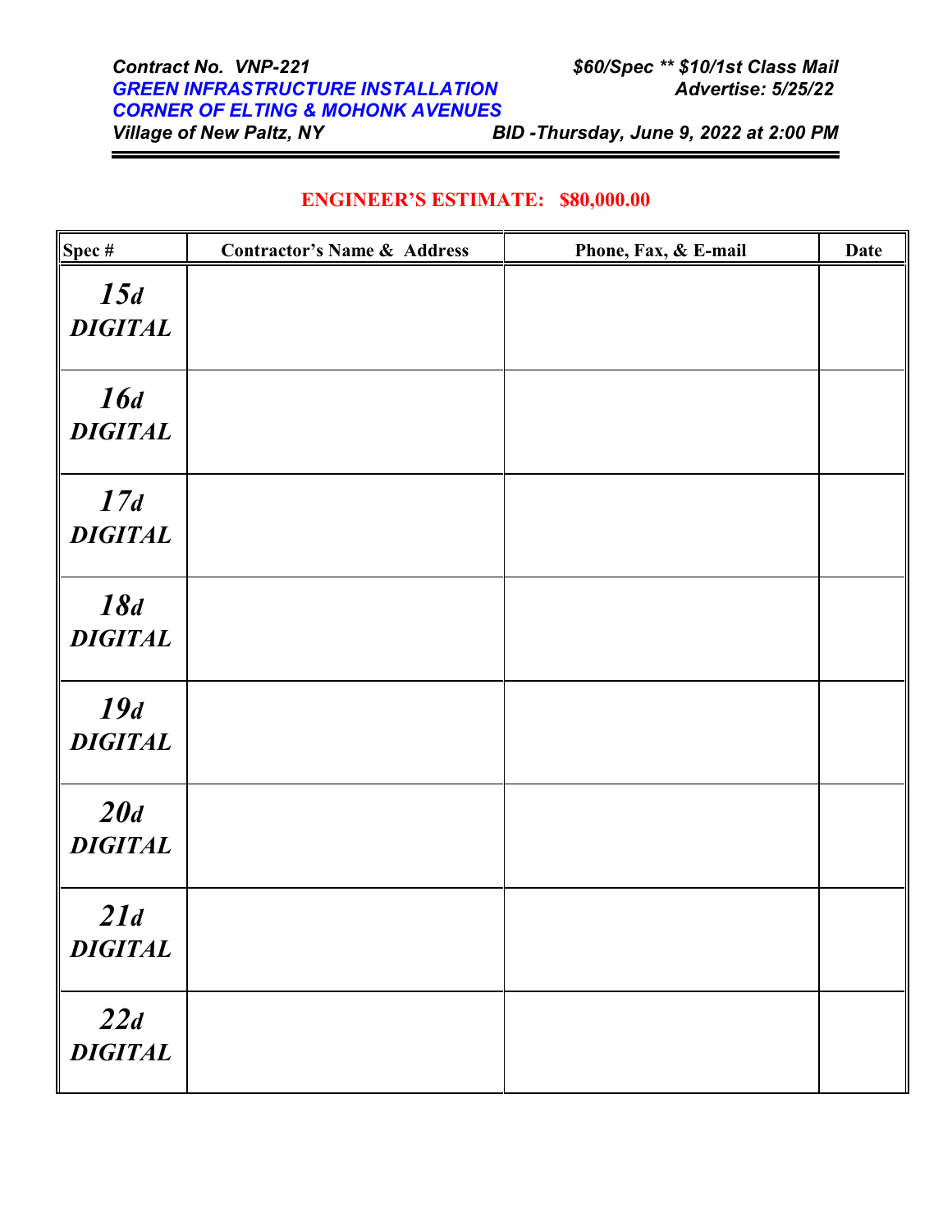***Contract No. VNP-221*** ***$60/Spec ** $10/1st Class Mail***
***GREEN INFRASTRUCTURE INSTALLATION*** ***Advertise: 5/25/22***
***CORNER OF ELTING & MOHONK AVENUES***
***Village of New Paltz, NY*** ***BID -Thursday, June 9, 2022 at 2:00 PM***

**ENGINEER'S ESTIMATE: $80,000.00**

| Spec # | Contractor's Name & Address | Phone, Fax, & E-mail | Date |
|---|---|---|---|
| ***15d DIGITAL*** | | | |
| ***16d DIGITAL*** | | | |
| ***17d DIGITAL*** | | | |
| ***18d DIGITAL*** | | | |
| ***19d DIGITAL*** | | | |
| ***20d DIGITAL*** | | | |
| ***21d DIGITAL*** | | | |
| ***22d DIGITAL*** | | | |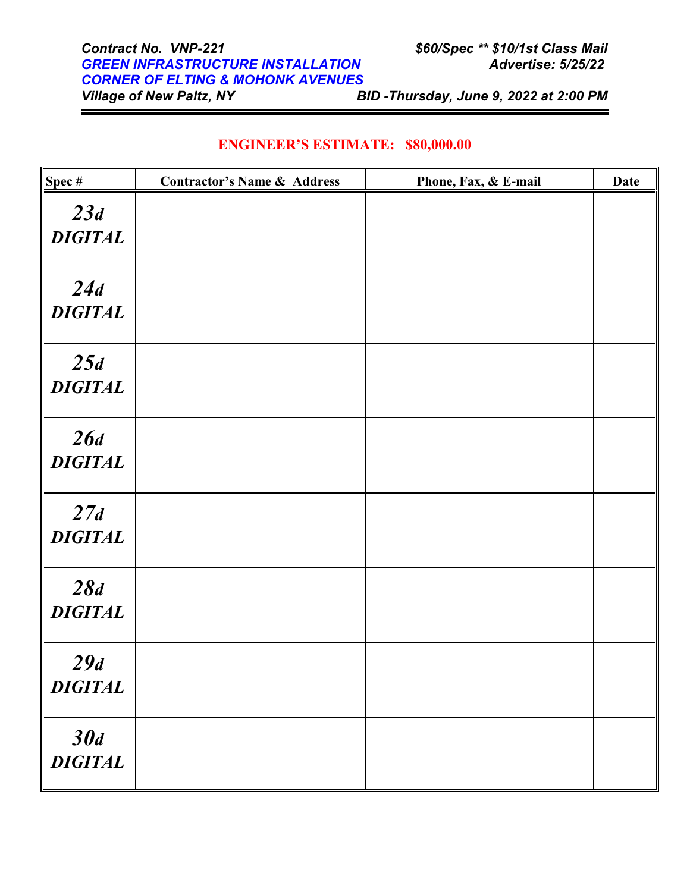*Contract No. VNP-221*
*GREEN INFRASTRUCTURE INSTALLATION*
*CORNER OF ELTING & MOHONK AVENUES*
*Village of New Paltz, NY*

*$60/Spec ** $10/1st Class Mail*
*Advertise: 5/25/22*
*BID -Thursday, June 9, 2022 at 2:00 PM*

**ENGINEER'S ESTIMATE: $80,000.00**

| Spec # | Contractor's Name & Address | Phone, Fax, & E-mail | Date |
|---|---|---|---|
| *23d DIGITAL* | | | |
| *24d DIGITAL* | | | |
| *25d DIGITAL* | | | |
| *26d DIGITAL* | | | |
| *27d DIGITAL* | | | |
| *28d DIGITAL* | | | |
| *29d DIGITAL* | | | |
| *30d DIGITAL* | | | |